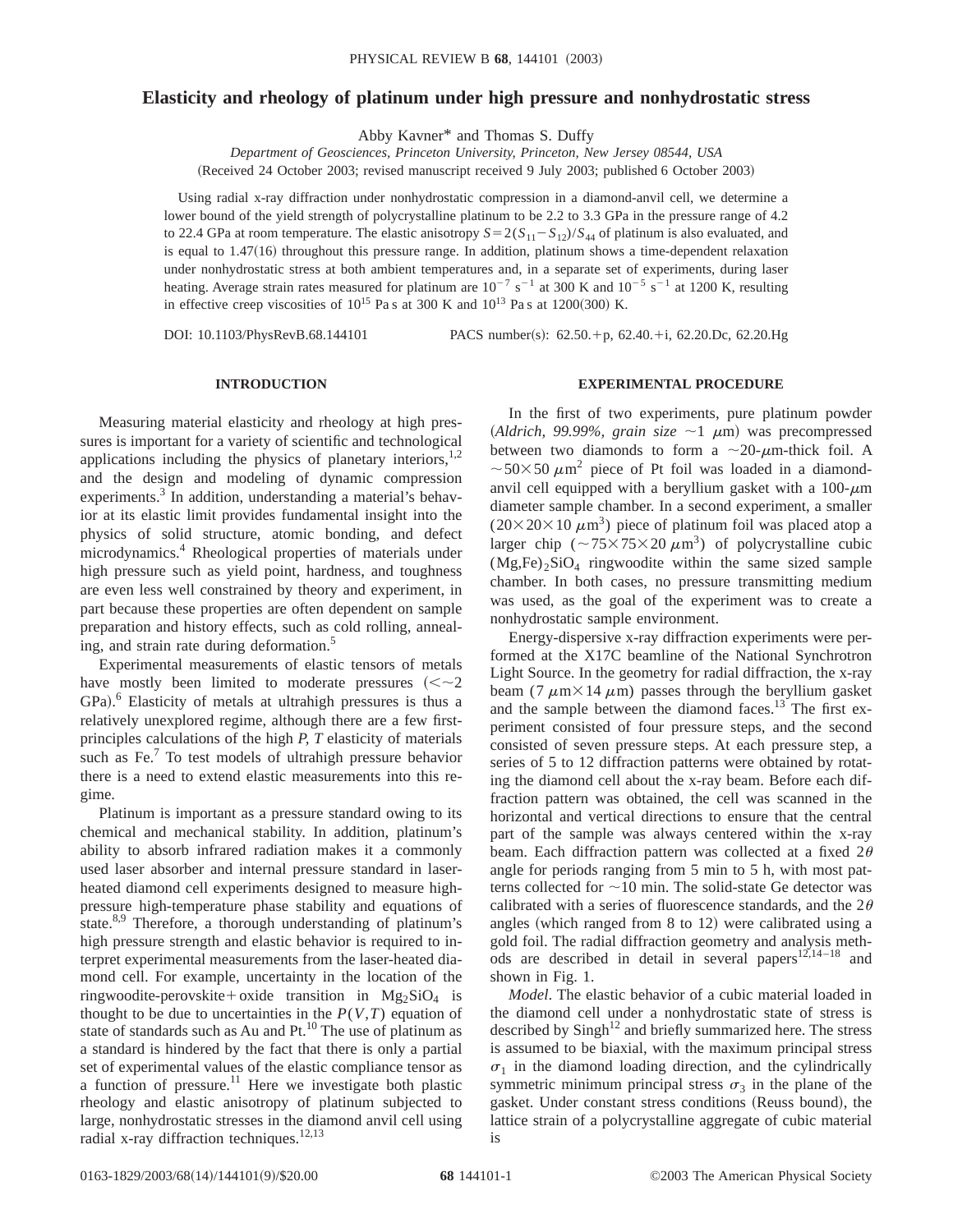# Elasticity and rheology of platinum under high pressure and nonhydrostatic stress

Abby Kavner* and Thomas S. Duffy

*Department of Geosciences, Princeton University, Princeton, New Jersey 08544, USA*

(Received 24 October 2003; revised manuscript received 9 July 2003; published 6 October 2003)

Using radial x-ray diffraction under nonhydrostatic compression in a diamond-anvil cell, we determine a lower bound of the yield strength of polycrystalline platinum to be 2.2 to 3.3 GPa in the pressure range of 4.2 to 22.4 GPa at room temperature. The elastic anisotropy $S=2(S_{11}-S_{12})/S_{44}$ of platinum is also evaluated, and is equal to 1.47(16) throughout this pressure range. In addition, platinum shows a time-dependent relaxation under nonhydrostatic stress at both ambient temperatures and, in a separate set of experiments, during laser heating. Average strain rates measured for platinum are $10^{-7}$ s$^{-1}$ at 300 K and $10^{-5}$ s$^{-1}$ at 1200 K, resulting in effective creep viscosities of $10^{15}$ Pa s at 300 K and $10^{13}$ Pa s at 1200(300) K.

DOI: 10.1103/PhysRevB.68.144101 PACS number(s): 62.50.+p, 62.40.+i, 62.20.Dc, 62.20.Hg

## INTRODUCTION

Measuring material elasticity and rheology at high pressures is important for a variety of scientific and technological applications including the physics of planetary interiors,[1,2] and the design and modeling of dynamic compression experiments.[3] In addition, understanding a material's behavior at its elastic limit provides fundamental insight into the physics of solid structure, atomic bonding, and defect microdynamics.[4] Rheological properties of materials under high pressure such as yield point, hardness, and toughness are even less well constrained by theory and experiment, in part because these properties are often dependent on sample preparation and history effects, such as cold rolling, annealing, and strain rate during deformation.[5]

Experimental measurements of elastic tensors of metals have mostly been limited to moderate pressures ($<\sim 2$ GPa).[6] Elasticity of metals at ultrahigh pressures is thus a relatively unexplored regime, although there are a few first-principles calculations of the high $P$, $T$ elasticity of materials such as Fe.[7] To test models of ultrahigh pressure behavior there is a need to extend elastic measurements into this regime.

Platinum is important as a pressure standard owing to its chemical and mechanical stability. In addition, platinum's ability to absorb infrared radiation makes it a commonly used laser absorber and internal pressure standard in laser-heated diamond cell experiments designed to measure high-pressure high-temperature phase stability and equations of state.[8,9] Therefore, a thorough understanding of platinum's high pressure strength and elastic behavior is required to interpret experimental measurements from the laser-heated diamond cell. For example, uncertainty in the location of the ringwoodite-perovskite+oxide transition in $Mg_2SiO_4$ is thought to be due to uncertainties in the $P(V,T)$ equation of state of standards such as Au and Pt.[10] The use of platinum as a standard is hindered by the fact that there is only a partial set of experimental values of the elastic compliance tensor as a function of pressure.[11] Here we investigate both plastic rheology and elastic anisotropy of platinum subjected to large, nonhydrostatic stresses in the diamond anvil cell using radial x-ray diffraction techniques.[12,13]

## EXPERIMENTAL PROCEDURE

In the first of two experiments, pure platinum powder (*Aldrich, 99.99%, grain size* $\sim 1$ *μm*) was precompressed between two diamonds to form a $\sim 20$-μm-thick foil. A $\sim 50\times 50$ μm$^2$ piece of Pt foil was loaded in a diamond-anvil cell equipped with a beryllium gasket with a 100-μm diameter sample chamber. In a second experiment, a smaller ($20\times 20\times 10$ μm$^3$) piece of platinum foil was placed atop a larger chip ($\sim 75\times 75\times 20$ μm$^3$) of polycrystalline cubic $(Mg,Fe)_2SiO_4$ ringwoodite within the same sized sample chamber. In both cases, no pressure transmitting medium was used, as the goal of the experiment was to create a nonhydrostatic sample environment.

Energy-dispersive x-ray diffraction experiments were performed at the X17C beamline of the National Synchrotron Light Source. In the geometry for radial diffraction, the x-ray beam (7 μm$\times$14 μm) passes through the beryllium gasket and the sample between the diamond faces.[13] The first experiment consisted of four pressure steps, and the second consisted of seven pressure steps. At each pressure step, a series of 5 to 12 diffraction patterns were obtained by rotating the diamond cell about the x-ray beam. Before each diffraction pattern was obtained, the cell was scanned in the horizontal and vertical directions to ensure that the central part of the sample was always centered within the x-ray beam. Each diffraction pattern was collected at a fixed $2\theta$ angle for periods ranging from 5 min to 5 h, with most patterns collected for $\sim 10$ min. The solid-state Ge detector was calibrated with a series of fluorescence standards, and the $2\theta$ angles (which ranged from 8 to 12) were calibrated using a gold foil. The radial diffraction geometry and analysis methods are described in detail in several papers[12,14–18] and shown in Fig. 1.

*Model*. The elastic behavior of a cubic material loaded in the diamond cell under a nonhydrostatic state of stress is described by Singh[12] and briefly summarized here. The stress is assumed to be biaxial, with the maximum principal stress $\sigma_1$ in the diamond loading direction, and the cylindrically symmetric minimum principal stress $\sigma_3$ in the plane of the gasket. Under constant stress conditions (Reuss bound), the lattice strain of a polycrystalline aggregate of cubic material is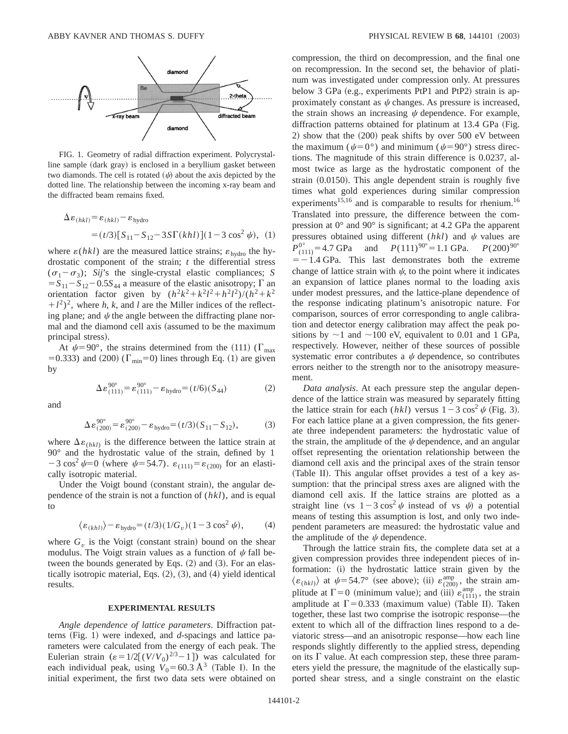FIG. 1. Geometry of radial diffraction experiment. Polycrystalline sample (dark gray) is enclosed in a beryllium gasket between two diamonds. The cell is rotated ($\psi$) about the axis depicted by the dotted line. The relationship between the incoming x-ray beam and the diffracted beam remains fixed.

$$\Delta\varepsilon_{(hkl)} = \varepsilon_{(hkl)} - \varepsilon_{\mathrm{hydro}} = (t/3)[S_{11} - S_{12} - 3S\Gamma(khl)](1 - 3\cos^2\psi), \quad (1)$$

where $\varepsilon(hkl)$ are the measured lattice strains; $\varepsilon_{\mathrm{hydro}}$ the hydrostatic component of the strain; $t$ the differential stress ($\sigma_1 - \sigma_3$); $Sij$'s the single-crystal elastic compliances; $S = S_{11} - S_{12} - 0.5S_{44}$ a measure of the elastic anisotropy; $\Gamma$ an orientation factor given by $(h^2k^2 + k^2l^2 + h^2l^2)/(h^2 + k^2 + l^2)^2$, where $h$, $k$, and $l$ are the Miller indices of the reflecting plane; and $\psi$ the angle between the diffracting plane normal and the diamond cell axis (assumed to be the maximum principal stress).

At $\psi = 90°$, the strains determined from the (111) ($\Gamma_{\mathrm{max}} = 0.333$) and (200) ($\Gamma_{\mathrm{min}} = 0$) lines through Eq. (1) are given by

$$\Delta\varepsilon_{(111)}^{90°} = \varepsilon_{(111)}^{90°} - \varepsilon_{\mathrm{hydro}} = (t/6)(S_{44}) \quad (2)$$

and

$$\Delta\varepsilon_{(200)}^{90°} = \varepsilon_{(200)}^{90°} - \varepsilon_{\mathrm{hydro}} = (t/3)(S_{11} - S_{12}), \quad (3)$$

where $\Delta\varepsilon_{(hkl)}$ is the difference between the lattice strain at 90° and the hydrostatic value of the strain, defined by $1 - 3\cos^2\psi = 0$ (where $\psi = 54.7$). $\varepsilon_{(111)} = \varepsilon_{(200)}$ for an elastically isotropic material.

Under the Voigt bound (constant strain), the angular dependence of the strain is not a function of $(hkl)$, and is equal to

$$\langle\varepsilon_{(khl)}\rangle - \varepsilon_{\mathrm{hydro}} = (t/3)(1/G_v)(1 - 3\cos^2\psi), \quad (4)$$

where $G_v$ is the Voigt (constant strain) bound on the shear modulus. The Voigt strain values as a function of $\psi$ fall between the bounds generated by Eqs. (2) and (3). For an elastically isotropic material, Eqs. (2), (3), and (4) yield identical results.

## EXPERIMENTAL RESULTS

*Angle dependence of lattice parameters*. Diffraction patterns (Fig. 1) were indexed, and $d$-spacings and lattice parameters were calculated from the energy of each peak. The Eulerian strain ($\varepsilon = 1/2[(V/V_0)^{2/3} - 1]$) was calculated for each individual peak, using $V_0 = 60.3$ Å$^3$ (Table I). In the initial experiment, the first two data sets were obtained on compression, the third on decompression, and the final one on recompression. In the second set, the behavior of platinum was investigated under compression only. At pressures below 3 GPa (e.g., experiments PtP1 and PtP2) strain is approximately constant as $\psi$ changes. As pressure is increased, the strain shows an increasing $\psi$ dependence. For example, diffraction patterns obtained for platinum at 13.4 GPa (Fig. 2) show that the (200) peak shifts by over 500 eV between the maximum ($\psi = 0°$) and minimum ($\psi = 90°$) stress directions. The magnitude of this strain difference is 0.0237, almost twice as large as the hydrostatic component of the strain (0.0150). This angle dependent strain is roughly five times what gold experiences during similar compression experiments[15,16] and is comparable to results for rhenium.[16] Translated into pressure, the difference between the compression at 0° and 90° is significant; at 4.2 GPa the apparent pressures obtained using different $(hkl)$ and $\psi$ values are $P_{(111)}^{0°} = 4.7$ GPa and $P(111)^{90°} = 1.1$ GPa. $P(200)^{90°} = -1.4$ GPa. This last demonstrates both the extreme change of lattice strain with $\psi$, to the point where it indicates an expansion of lattice planes normal to the loading axis under modest pressures, and the lattice-plane dependence of the response indicating platinum's anisotropic nature. For comparison, sources of error corresponding to angle calibration and detector energy calibration may affect the peak positions by $\sim$1 and $\sim$100 eV, equivalent to 0.01 and 1 GPa, respectively. However, neither of these sources of possible systematic error contributes a $\psi$ dependence, so contributes errors neither to the strength nor to the anisotropy measurement.

*Data analysis*. At each pressure step the angular dependence of the lattice strain was measured by separately fitting the lattice strain for each $(hkl)$ versus $1 - 3\cos^2\psi$ (Fig. 3). For each lattice plane at a given compression, the fits generate three independent parameters: the hydrostatic value of the strain, the amplitude of the $\psi$ dependence, and an angular offset representing the orientation relationship between the diamond cell axis and the principal axes of the strain tensor (Table II). This angular offset provides a test of a key assumption: that the principal stress axes are aligned with the diamond cell axis. If the lattice strains are plotted as a straight line (vs $1 - 3\cos^2\psi$ instead of vs $\psi$) a potential means of testing this assumption is lost, and only two independent parameters are measured: the hydrostatic value and the amplitude of the $\psi$ dependence.

Through the lattice strain fits, the complete data set at a given compression provides three independent pieces of information: (i) the hydrostatic lattice strain given by the $\langle\varepsilon_{(hkl)}\rangle$ at $\psi = 54.7°$ (see above); (ii) $\varepsilon_{(200)}^{\mathrm{amp}}$, the strain amplitude at $\Gamma = 0$ (minimum value); and (iii) $\varepsilon_{(111)}^{\mathrm{amp}}$, the strain amplitude at $\Gamma = 0.333$ (maximum value) (Table II). Taken together, these last two comprise the isotropic response—the extent to which all of the diffraction lines respond to a deviatoric stress—and an anisotropic response—how each line responds slightly differently to the applied stress, depending on its $\Gamma$ value. At each compression step, these three parameters yield the pressure, the magnitude of the elastically supported shear stress, and a single constraint on the elastic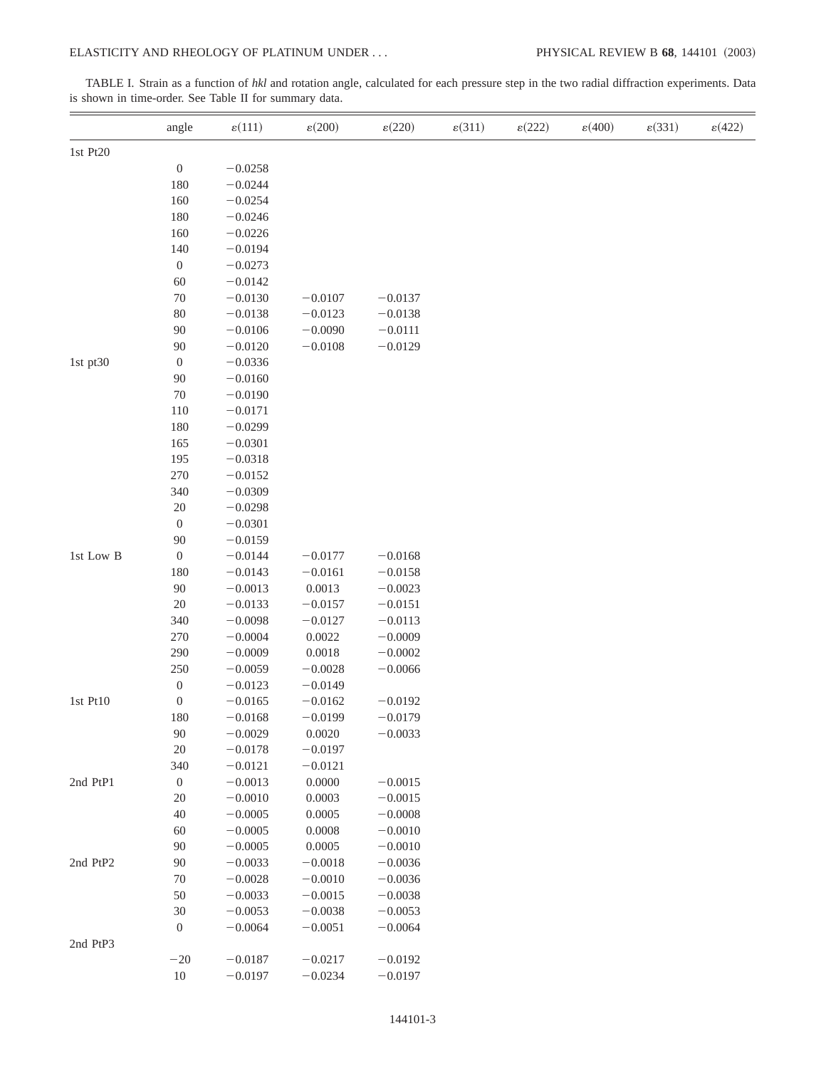TABLE I. Strain as a function of *hkl* and rotation angle, calculated for each pressure step in the two radial diffraction experiments. Data is shown in time-order. See Table II for summary data.

| | angle | $\varepsilon(111)$ | $\varepsilon(200)$ | $\varepsilon(220)$ | $\varepsilon(311)$ | $\varepsilon(222)$ | $\varepsilon(400)$ | $\varepsilon(331)$ | $\varepsilon(422)$ |
|---|---|---|---|---|---|---|---|---|---|
| 1st Pt20 | | | | | | | | | |
| | 0 | −0.0258 | | | | | | | |
| | 180 | −0.0244 | | | | | | | |
| | 160 | −0.0254 | | | | | | | |
| | 180 | −0.0246 | | | | | | | |
| | 160 | −0.0226 | | | | | | | |
| | 140 | −0.0194 | | | | | | | |
| | 0 | −0.0273 | | | | | | | |
| | 60 | −0.0142 | | | | | | | |
| | 70 | −0.0130 | −0.0107 | −0.0137 | | | | | |
| | 80 | −0.0138 | −0.0123 | −0.0138 | | | | | |
| | 90 | −0.0106 | −0.0090 | −0.0111 | | | | | |
| | 90 | −0.0120 | −0.0108 | −0.0129 | | | | | |
| 1st pt30 | 0 | −0.0336 | | | | | | | |
| | 90 | −0.0160 | | | | | | | |
| | 70 | −0.0190 | | | | | | | |
| | 110 | −0.0171 | | | | | | | |
| | 180 | −0.0299 | | | | | | | |
| | 165 | −0.0301 | | | | | | | |
| | 195 | −0.0318 | | | | | | | |
| | 270 | −0.0152 | | | | | | | |
| | 340 | −0.0309 | | | | | | | |
| | 20 | −0.0298 | | | | | | | |
| | 0 | −0.0301 | | | | | | | |
| | 90 | −0.0159 | | | | | | | |
| 1st Low B | 0 | −0.0144 | −0.0177 | −0.0168 | | | | | |
| | 180 | −0.0143 | −0.0161 | −0.0158 | | | | | |
| | 90 | −0.0013 | 0.0013 | −0.0023 | | | | | |
| | 20 | −0.0133 | −0.0157 | −0.0151 | | | | | |
| | 340 | −0.0098 | −0.0127 | −0.0113 | | | | | |
| | 270 | −0.0004 | 0.0022 | −0.0009 | | | | | |
| | 290 | −0.0009 | 0.0018 | −0.0002 | | | | | |
| | 250 | −0.0059 | −0.0028 | −0.0066 | | | | | |
| | 0 | −0.0123 | −0.0149 | | | | | | |
| 1st Pt10 | 0 | −0.0165 | −0.0162 | −0.0192 | | | | | |
| | 180 | −0.0168 | −0.0199 | −0.0179 | | | | | |
| | 90 | −0.0029 | 0.0020 | −0.0033 | | | | | |
| | 20 | −0.0178 | −0.0197 | | | | | | |
| | 340 | −0.0121 | −0.0121 | | | | | | |
| 2nd PtP1 | 0 | −0.0013 | 0.0000 | −0.0015 | | | | | |
| | 20 | −0.0010 | 0.0003 | −0.0015 | | | | | |
| | 40 | −0.0005 | 0.0005 | −0.0008 | | | | | |
| | 60 | −0.0005 | 0.0008 | −0.0010 | | | | | |
| | 90 | −0.0005 | 0.0005 | −0.0010 | | | | | |
| 2nd PtP2 | 90 | −0.0033 | −0.0018 | −0.0036 | | | | | |
| | 70 | −0.0028 | −0.0010 | −0.0036 | | | | | |
| | 50 | −0.0033 | −0.0015 | −0.0038 | | | | | |
| | 30 | −0.0053 | −0.0038 | −0.0053 | | | | | |
| | 0 | −0.0064 | −0.0051 | −0.0064 | | | | | |
| 2nd PtP3 | | | | | | | | | |
| | −20 | −0.0187 | −0.0217 | −0.0192 | | | | | |
| | 10 | −0.0197 | −0.0234 | −0.0197 | | | | | |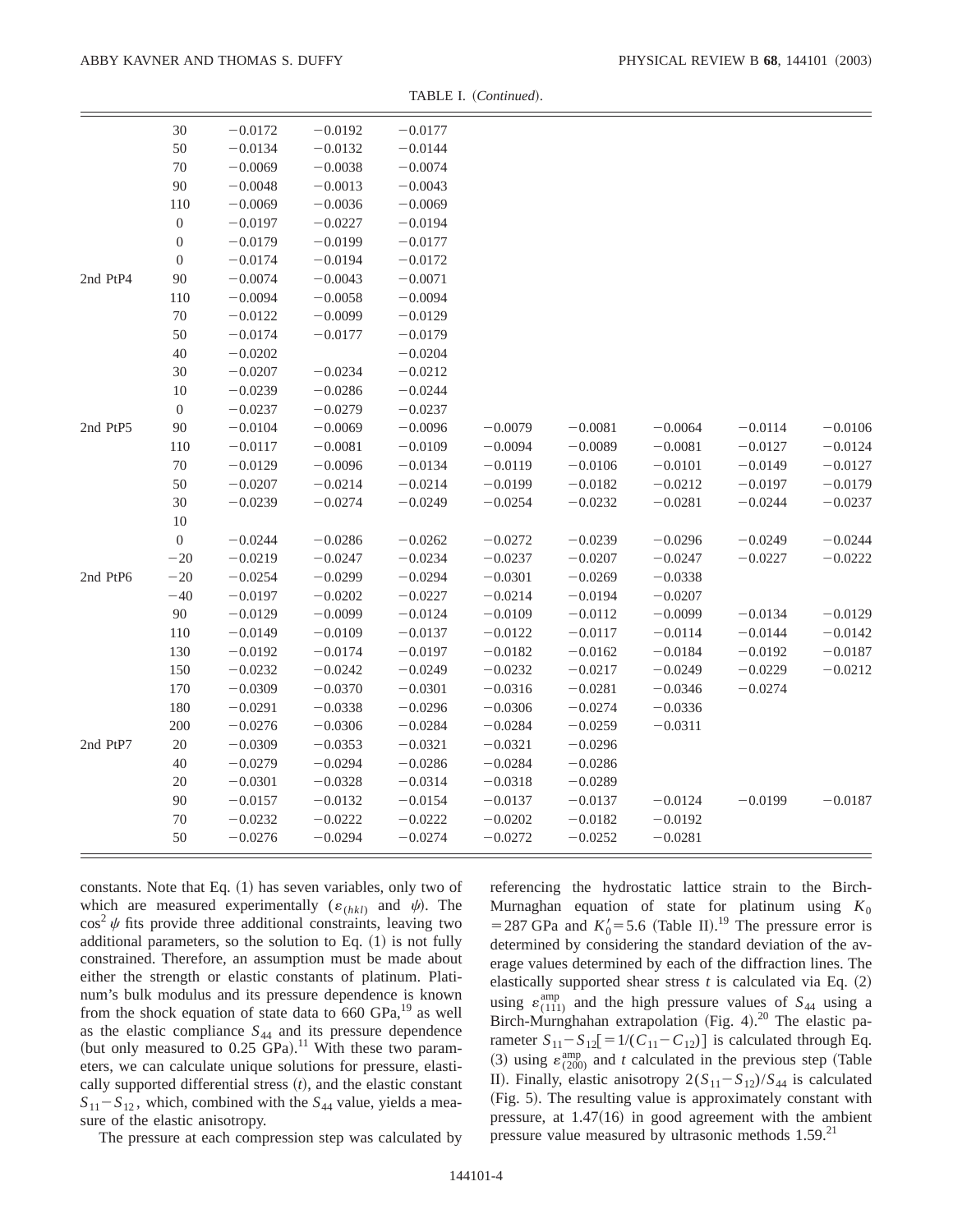TABLE I. (*Continued*).

| | | | | | | | | | |
|---|---|---|---|---|---|---|---|---|---|
| | 30 | −0.0172 | −0.0192 | −0.0177 | | | | | |
| | 50 | −0.0134 | −0.0132 | −0.0144 | | | | | |
| | 70 | −0.0069 | −0.0038 | −0.0074 | | | | | |
| | 90 | −0.0048 | −0.0013 | −0.0043 | | | | | |
| | 110 | −0.0069 | −0.0036 | −0.0069 | | | | | |
| | 0 | −0.0197 | −0.0227 | −0.0194 | | | | | |
| | 0 | −0.0179 | −0.0199 | −0.0177 | | | | | |
| | 0 | −0.0174 | −0.0194 | −0.0172 | | | | | |
| 2nd PtP4 | 90 | −0.0074 | −0.0043 | −0.0071 | | | | | |
| | 110 | −0.0094 | −0.0058 | −0.0094 | | | | | |
| | 70 | −0.0122 | −0.0099 | −0.0129 | | | | | |
| | 50 | −0.0174 | −0.0177 | −0.0179 | | | | | |
| | 40 | −0.0202 | | −0.0204 | | | | | |
| | 30 | −0.0207 | −0.0234 | −0.0212 | | | | | |
| | 10 | −0.0239 | −0.0286 | −0.0244 | | | | | |
| | 0 | −0.0237 | −0.0279 | −0.0237 | | | | | |
| 2nd PtP5 | 90 | −0.0104 | −0.0069 | −0.0096 | −0.0079 | −0.0081 | −0.0064 | −0.0114 | −0.0106 |
| | 110 | −0.0117 | −0.0081 | −0.0109 | −0.0094 | −0.0089 | −0.0081 | −0.0127 | −0.0124 |
| | 70 | −0.0129 | −0.0096 | −0.0134 | −0.0119 | −0.0106 | −0.0101 | −0.0149 | −0.0127 |
| | 50 | −0.0207 | −0.0214 | −0.0214 | −0.0199 | −0.0182 | −0.0212 | −0.0197 | −0.0179 |
| | 30 | −0.0239 | −0.0274 | −0.0249 | −0.0254 | −0.0232 | −0.0281 | −0.0244 | −0.0237 |
| | 10 | | | | | | | | |
| | 0 | −0.0244 | −0.0286 | −0.0262 | −0.0272 | −0.0239 | −0.0296 | −0.0249 | −0.0244 |
| | −20 | −0.0219 | −0.0247 | −0.0234 | −0.0237 | −0.0207 | −0.0247 | −0.0227 | −0.0222 |
| 2nd PtP6 | −20 | −0.0254 | −0.0299 | −0.0294 | −0.0301 | −0.0269 | −0.0338 | | |
| | −40 | −0.0197 | −0.0202 | −0.0227 | −0.0214 | −0.0194 | −0.0207 | | |
| | 90 | −0.0129 | −0.0099 | −0.0124 | −0.0109 | −0.0112 | −0.0099 | −0.0134 | −0.0129 |
| | 110 | −0.0149 | −0.0109 | −0.0137 | −0.0122 | −0.0117 | −0.0114 | −0.0144 | −0.0142 |
| | 130 | −0.0192 | −0.0174 | −0.0197 | −0.0182 | −0.0162 | −0.0184 | −0.0192 | −0.0187 |
| | 150 | −0.0232 | −0.0242 | −0.0249 | −0.0232 | −0.0217 | −0.0249 | −0.0229 | −0.0212 |
| | 170 | −0.0309 | −0.0370 | −0.0301 | −0.0316 | −0.0281 | −0.0346 | −0.0274 | |
| | 180 | −0.0291 | −0.0338 | −0.0296 | −0.0306 | −0.0274 | −0.0336 | | |
| | 200 | −0.0276 | −0.0306 | −0.0284 | −0.0284 | −0.0259 | −0.0311 | | |
| 2nd PtP7 | 20 | −0.0309 | −0.0353 | −0.0321 | −0.0321 | −0.0296 | | | |
| | 40 | −0.0279 | −0.0294 | −0.0286 | −0.0284 | −0.0286 | | | |
| | 20 | −0.0301 | −0.0328 | −0.0314 | −0.0318 | −0.0289 | | | |
| | 90 | −0.0157 | −0.0132 | −0.0154 | −0.0137 | −0.0137 | −0.0124 | −0.0199 | −0.0187 |
| | 70 | −0.0232 | −0.0222 | −0.0222 | −0.0202 | −0.0182 | −0.0192 | | |
| | 50 | −0.0276 | −0.0294 | −0.0274 | −0.0272 | −0.0252 | −0.0281 | | |

constants. Note that Eq. (1) has seven variables, only two of which are measured experimentally ($\varepsilon_{(hkl)}$ and $\psi$). The $\cos^2\psi$ fits provide three additional constraints, leaving two additional parameters, so the solution to Eq. (1) is not fully constrained. Therefore, an assumption must be made about either the strength or elastic constants of platinum. Platinum's bulk modulus and its pressure dependence is known from the shock equation of state data to 660 GPa,[19] as well as the elastic compliance $S_{44}$ and its pressure dependence (but only measured to 0.25 GPa).[11] With these two parameters, we can calculate unique solutions for pressure, elastically supported differential stress ($t$), and the elastic constant $S_{11}-S_{12}$, which, combined with the $S_{44}$ value, yields a measure of the elastic anisotropy.

The pressure at each compression step was calculated by referencing the hydrostatic lattice strain to the Birch-Murnaghan equation of state for platinum using $K_0 = 287$ GPa and $K_0' = 5.6$ (Table II).[19] The pressure error is determined by considering the standard deviation of the average values determined by each of the diffraction lines. The elastically supported shear stress $t$ is calculated via Eq. (2) using $\varepsilon_{(111)}^{\mathrm{amp}}$ and the high pressure values of $S_{44}$ using a Birch-Murnghahan extrapolation (Fig. 4).[20] The elastic parameter $S_{11}-S_{12}[=1/(C_{11}-C_{12})]$ is calculated through Eq. (3) using $\varepsilon_{(200)}^{\mathrm{amp}}$ and $t$ calculated in the previous step (Table II). Finally, elastic anisotropy $2(S_{11}-S_{12})/S_{44}$ is calculated (Fig. 5). The resulting value is approximately constant with pressure, at 1.47(16) in good agreement with the ambient pressure value measured by ultrasonic methods 1.59.[21]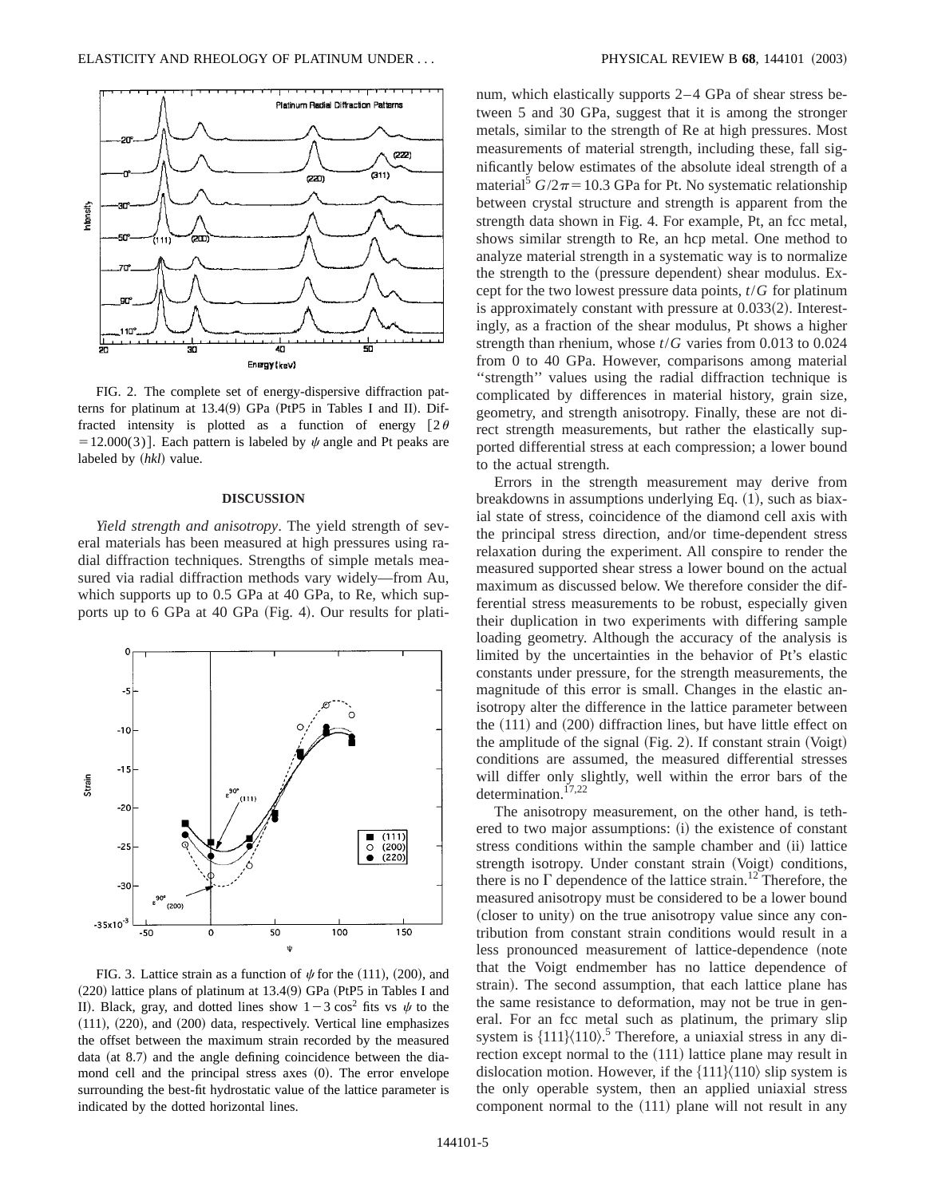FIG. 2. The complete set of energy-dispersive diffraction patterns for platinum at 13.4(9) GPa (PtP5 in Tables I and II). Diffracted intensity is plotted as a function of energy $[2\theta = 12.000(3)]$. Each pattern is labeled by $\psi$ angle and Pt peaks are labeled by $(hkl)$ value.

FIG. 3. Lattice strain as a function of $\psi$ for the (111), (200), and (220) lattice plans of platinum at 13.4(9) GPa (PtP5 in Tables I and II). Black, gray, and dotted lines show $1-3\cos^2$ fits vs $\psi$ to the (111), (220), and (200) data, respectively. Vertical line emphasizes the offset between the maximum strain recorded by the measured data (at 8.7) and the angle defining coincidence between the diamond cell axis and the principal stress axes (0). The error envelope surrounding the best-fit hydrostatic value of the lattice parameter is indicated by the dotted horizontal lines.

## DISCUSSION

*Yield strength and anisotropy*. The yield strength of several materials has been measured at high pressures using radial diffraction techniques. Strengths of simple metals measured via radial diffraction methods vary widely—from Au, which supports up to 0.5 GPa at 40 GPa, to Re, which supports up to 6 GPa at 40 GPa (Fig. 4). Our results for platinum, which elastically supports 2–4 GPa of shear stress between 5 and 30 GPa, suggest that it is among the stronger metals, similar to the strength of Re at high pressures. Most measurements of material strength, including these, fall significantly below estimates of the absolute ideal strength of a material[5] $G/2\pi = 10.3$ GPa for Pt. No systematic relationship between crystal structure and strength is apparent from the strength data shown in Fig. 4. For example, Pt, an fcc metal, shows similar strength to Re, an hcp metal. One method to analyze material strength in a systematic way is to normalize the strength to the (pressure dependent) shear modulus. Except for the two lowest pressure data points, $t/G$ for platinum is approximately constant with pressure at 0.033(2). Interestingly, as a fraction of the shear modulus, Pt shows a higher strength than rhenium, whose $t/G$ varies from 0.013 to 0.024 from 0 to 40 GPa. However, comparisons among material "strength" values using the radial diffraction technique is complicated by differences in material history, grain size, geometry, and strength anisotropy. Finally, these are not direct strength measurements, but rather the elastically supported differential stress at each compression; a lower bound to the actual strength.

Errors in the strength measurement may derive from breakdowns in assumptions underlying Eq. (1), such as biaxial state of stress, coincidence of the diamond cell axis with the principal stress direction, and/or time-dependent stress relaxation during the experiment. All conspire to render the measured supported shear stress a lower bound on the actual maximum as discussed below. We therefore consider the differential stress measurements to be robust, especially given their duplication in two experiments with differing sample loading geometry. Although the accuracy of the analysis is limited by the uncertainties in the behavior of Pt's elastic constants under pressure, for the strength measurements, the magnitude of this error is small. Changes in the elastic anisotropy alter the difference in the lattice parameter between the (111) and (200) diffraction lines, but have little effect on the amplitude of the signal (Fig. 2). If constant strain (Voigt) conditions are assumed, the measured differential stresses will differ only slightly, well within the error bars of the determination.[17,22]

The anisotropy measurement, on the other hand, is tethered to two major assumptions: (i) the existence of constant stress conditions within the sample chamber and (ii) lattice strength isotropy. Under constant strain (Voigt) conditions, there is no $\Gamma$ dependence of the lattice strain.[12] Therefore, the measured anisotropy must be considered to be a lower bound (closer to unity) on the true anisotropy value since any contribution from constant strain conditions would result in a less pronounced measurement of lattice-dependence (note that the Voigt endmember has no lattice dependence of strain). The second assumption, that each lattice plane has the same resistance to deformation, may not be true in general. For an fcc metal such as platinum, the primary slip system is $\{111\}\langle 110\rangle$.[5] Therefore, a uniaxial stress in any direction except normal to the (111) lattice plane may result in dislocation motion. However, if the $\{111\}\langle 110\rangle$ slip system is the only operable system, then an applied uniaxial stress component normal to the (111) plane will not result in any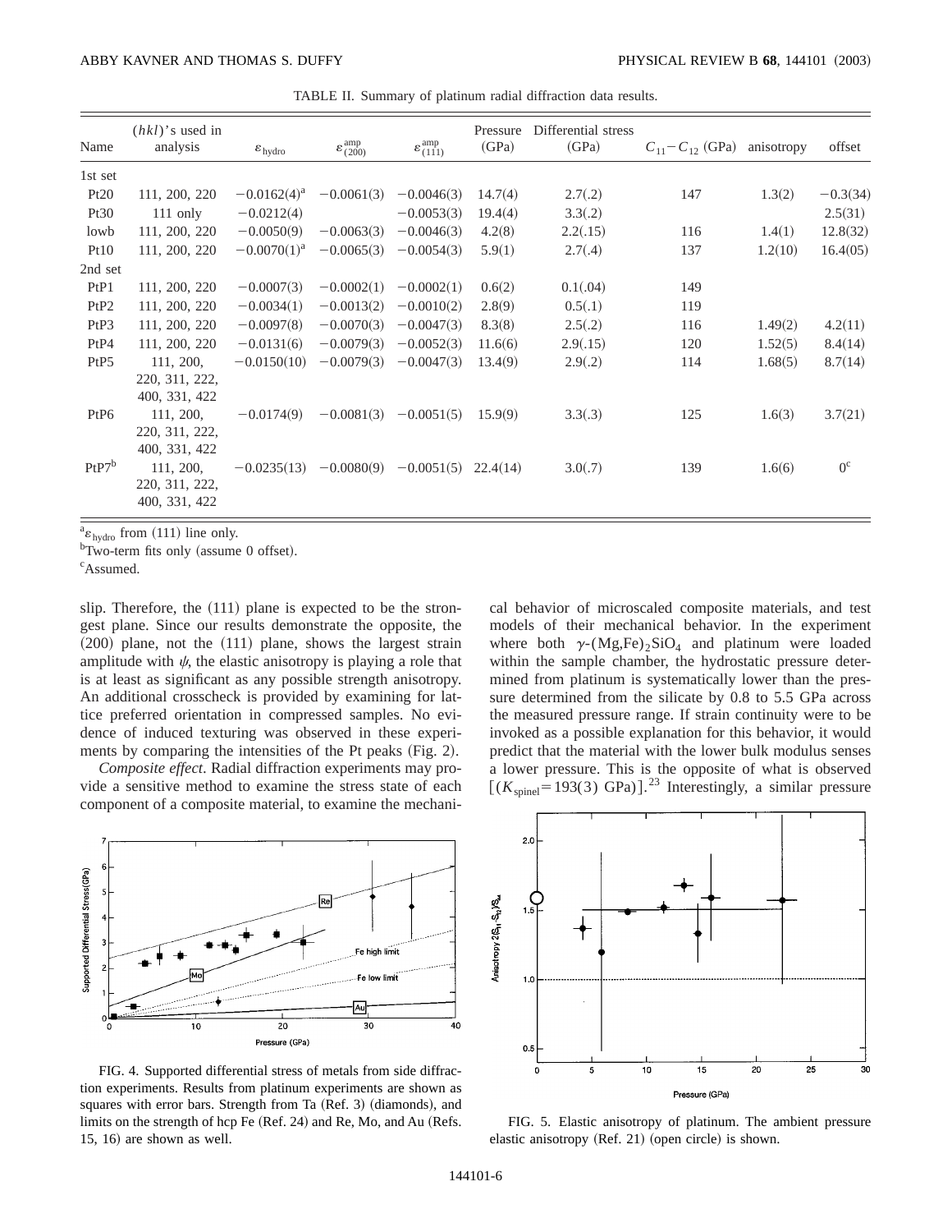TABLE II. Summary of platinum radial diffraction data results.

| Name | $(hkl)$'s used in analysis | $\varepsilon_{\rm hydro}$ | $\varepsilon^{\rm amp}_{(200)}$ | $\varepsilon^{\rm amp}_{(111)}$ | Pressure (GPa) | Differential stress (GPa) | $C_{11}-C_{12}$ (GPa) | anisotropy | offset |
|---|---|---|---|---|---|---|---|---|---|
| 1st set | | | | | | | | | |
| Pt20 | 111, 200, 220 | $-0.0162(4)$[a] | $-0.0061(3)$ | $-0.0046(3)$ | 14.7(4) | 2.7(.2) | 147 | 1.3(2) | $-0.3(34)$ |
| Pt30 | 111 only | $-0.0212(4)$ | | $-0.0053(3)$ | 19.4(4) | 3.3(.2) | | | 2.5(31) |
| lowb | 111, 200, 220 | $-0.0050(9)$ | $-0.0063(3)$ | $-0.0046(3)$ | 4.2(8) | 2.2(.15) | 116 | 1.4(1) | 12.8(32) |
| Pt10 | 111, 200, 220 | $-0.0070(1)$[a] | $-0.0065(3)$ | $-0.0054(3)$ | 5.9(1) | 2.7(.4) | 137 | 1.2(10) | 16.4(05) |
| 2nd set | | | | | | | | | |
| PtP1 | 111, 200, 220 | $-0.0007(3)$ | $-0.0002(1)$ | $-0.0002(1)$ | 0.6(2) | 0.1(.04) | 149 | | |
| PtP2 | 111, 200, 220 | $-0.0034(1)$ | $-0.0013(2)$ | $-0.0010(2)$ | 2.8(9) | 0.5(.1) | 119 | | |
| PtP3 | 111, 200, 220 | $-0.0097(8)$ | $-0.0070(3)$ | $-0.0047(3)$ | 8.3(8) | 2.5(.2) | 116 | 1.49(2) | 4.2(11) |
| PtP4 | 111, 200, 220 | $-0.0131(6)$ | $-0.0079(3)$ | $-0.0052(3)$ | 11.6(6) | 2.9(.15) | 120 | 1.52(5) | 8.4(14) |
| PtP5 | 111, 200, 220, 311, 222, 400, 331, 422 | $-0.0150(10)$ | $-0.0079(3)$ | $-0.0047(3)$ | 13.4(9) | 2.9(.2) | 114 | 1.68(5) | 8.7(14) |
| PtP6 | 111, 200, 220, 311, 222, 400, 331, 422 | $-0.0174(9)$ | $-0.0081(3)$ | $-0.0051(5)$ | 15.9(9) | 3.3(.3) | 125 | 1.6(3) | 3.7(21) |
| PtP7[b] | 111, 200, 220, 311, 222, 400, 331, 422 | $-0.0235(13)$ | $-0.0080(9)$ | $-0.0051(5)$ | 22.4(14) | 3.0(.7) | 139 | 1.6(6) | 0[c] |

[a] $\varepsilon_{\rm hydro}$ from (111) line only.
[b] Two-term fits only (assume 0 offset).
[c] Assumed.

slip. Therefore, the (111) plane is expected to be the strongest plane. Since our results demonstrate the opposite, the (200) plane, not the (111) plane, shows the largest strain amplitude with $\psi$, the elastic anisotropy is playing a role that is at least as significant as any possible strength anisotropy. An additional crosscheck is provided by examining for lattice preferred orientation in compressed samples. No evidence of induced texturing was observed in these experiments by comparing the intensities of the Pt peaks (Fig. 2).

*Composite effect.* Radial diffraction experiments may provide a sensitive method to examine the stress state of each component of a composite material, to examine the mechanical behavior of microscaled composite materials, and test models of their mechanical behavior. In the experiment where both $\gamma$-$(Mg,Fe)_2SiO_4$ and platinum were loaded within the sample chamber, the hydrostatic pressure determined from platinum is systematically lower than the pressure determined from the silicate by 0.8 to 5.5 GPa across the measured pressure range. If strain continuity were to be invoked as a possible explanation for this behavior, it would predict that the material with the lower bulk modulus senses a lower pressure. This is the opposite of what is observed $[(K_{\rm spinel}=193(3)\ {\rm GPa})]$.[23] Interestingly, a similar pressure

FIG. 4. Supported differential stress of metals from side diffraction experiments. Results from platinum experiments are shown as squares with error bars. Strength from Ta (Ref. 3) (diamonds), and limits on the strength of hcp Fe (Ref. 24) and Re, Mo, and Au (Refs. 15, 16) are shown as well.

FIG. 5. Elastic anisotropy of platinum. The ambient pressure elastic anisotropy (Ref. 21) (open circle) is shown.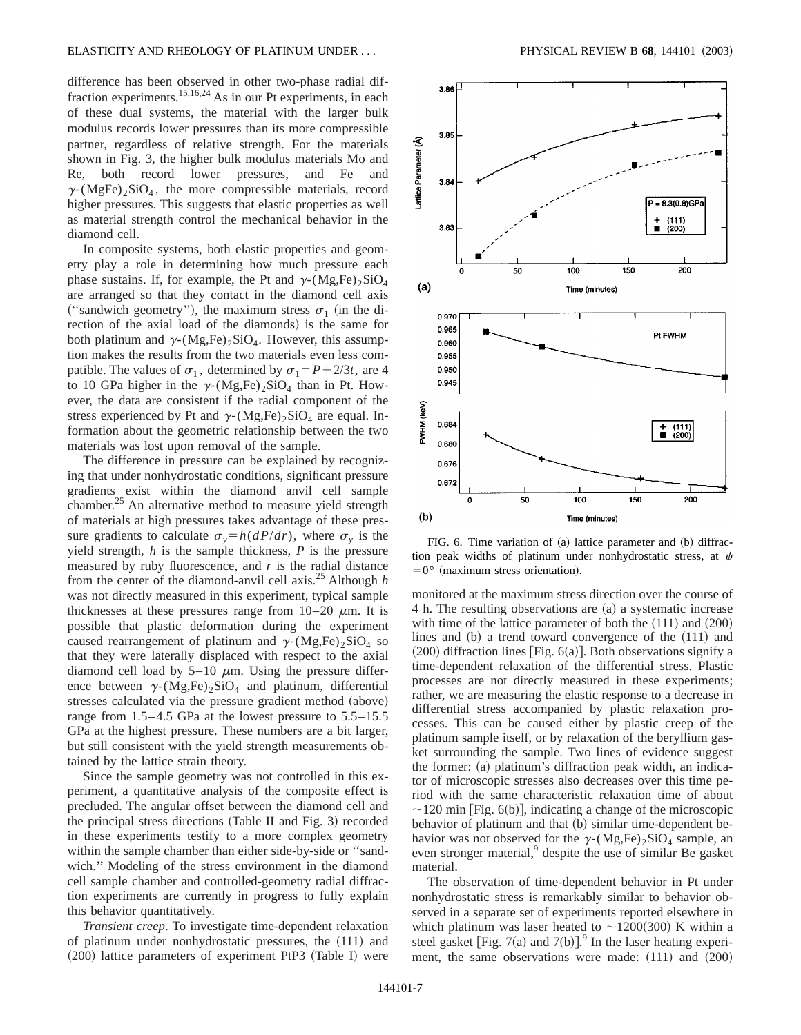difference has been observed in other two-phase radial diffraction experiments.[15,16,24] As in our Pt experiments, in each of these dual systems, the material with the larger bulk modulus records lower pressures than its more compressible partner, regardless of relative strength. For the materials shown in Fig. 3, the higher bulk modulus materials Mo and Re, both record lower pressures, and Fe and $\gamma$-$(MgFe)_2SiO_4$, the more compressible materials, record higher pressures. This suggests that elastic properties as well as material strength control the mechanical behavior in the diamond cell.

In composite systems, both elastic properties and geometry play a role in determining how much pressure each phase sustains. If, for example, the Pt and $\gamma$-$(Mg,Fe)_2SiO_4$ are arranged so that they contact in the diamond cell axis ("sandwich geometry"), the maximum stress $\sigma_1$ (in the direction of the axial load of the diamonds) is the same for both platinum and $\gamma$-$(Mg,Fe)_2SiO_4$. However, this assumption makes the results from the two materials even less compatible. The values of $\sigma_1$, determined by $\sigma_1 = P + 2/3t$, are 4 to 10 GPa higher in the $\gamma$-$(Mg,Fe)_2SiO_4$ than in Pt. However, the data are consistent if the radial component of the stress experienced by Pt and $\gamma$-$(Mg,Fe)_2SiO_4$ are equal. Information about the geometric relationship between the two materials was lost upon removal of the sample.

The difference in pressure can be explained by recognizing that under nonhydrostatic conditions, significant pressure gradients exist within the diamond anvil cell sample chamber.[25] An alternative method to measure yield strength of materials at high pressures takes advantage of these pressure gradients to calculate $\sigma_y = h(dP/dr)$, where $\sigma_y$ is the yield strength, $h$ is the sample thickness, $P$ is the pressure measured by ruby fluorescence, and $r$ is the radial distance from the center of the diamond-anvil cell axis.[25] Although $h$ was not directly measured in this experiment, typical sample thicknesses at these pressures range from 10–20 $\mu$m. It is possible that plastic deformation during the experiment caused rearrangement of platinum and $\gamma$-$(Mg,Fe)_2SiO_4$ so that they were laterally displaced with respect to the axial diamond cell load by 5–10 $\mu$m. Using the pressure difference between $\gamma$-$(Mg,Fe)_2SiO_4$ and platinum, differential stresses calculated via the pressure gradient method (above) range from 1.5–4.5 GPa at the lowest pressure to 5.5–15.5 GPa at the highest pressure. These numbers are a bit larger, but still consistent with the yield strength measurements obtained by the lattice strain theory.

Since the sample geometry was not controlled in this experiment, a quantitative analysis of the composite effect is precluded. The angular offset between the diamond cell and the principal stress directions (Table II and Fig. 3) recorded in these experiments testify to a more complex geometry within the sample chamber than either side-by-side or "sandwich." Modeling of the stress environment in the diamond cell sample chamber and controlled-geometry radial diffraction experiments are currently in progress to fully explain this behavior quantitatively.

*Transient creep*. To investigate time-dependent relaxation of platinum under nonhydrostatic pressures, the (111) and (200) lattice parameters of experiment PtP3 (Table I) were monitored at the maximum stress direction over the course of 4 h. The resulting observations are (a) a systematic increase with time of the lattice parameter of both the (111) and (200) lines and (b) a trend toward convergence of the (111) and (200) diffraction lines [Fig. 6(a)]. Both observations signify a time-dependent relaxation of the differential stress. Plastic processes are not directly measured in these experiments; rather, we are measuring the elastic response to a decrease in differential stress accompanied by plastic relaxation processes. This can be caused either by plastic creep of the platinum sample itself, or by relaxation of the beryllium gasket surrounding the sample. Two lines of evidence suggest the former: (a) platinum's diffraction peak width, an indicator of microscopic stresses also decreases over this time period with the same characteristic relaxation time of about $\sim$120 min [Fig. 6(b)], indicating a change of the microscopic behavior of platinum and that (b) similar time-dependent behavior was not observed for the $\gamma$-$(Mg,Fe)_2SiO_4$ sample, an even stronger material,[9] despite the use of similar Be gasket material.

FIG. 6. Time variation of (a) lattice parameter and (b) diffraction peak widths of platinum under nonhydrostatic stress, at $\psi = 0°$ (maximum stress orientation).

The observation of time-dependent behavior in Pt under nonhydrostatic stress is remarkably similar to behavior observed in a separate set of experiments reported elsewhere in which platinum was laser heated to $\sim$1200(300) K within a steel gasket [Fig. 7(a) and 7(b)].[9] In the laser heating experiment, the same observations were made: (111) and (200)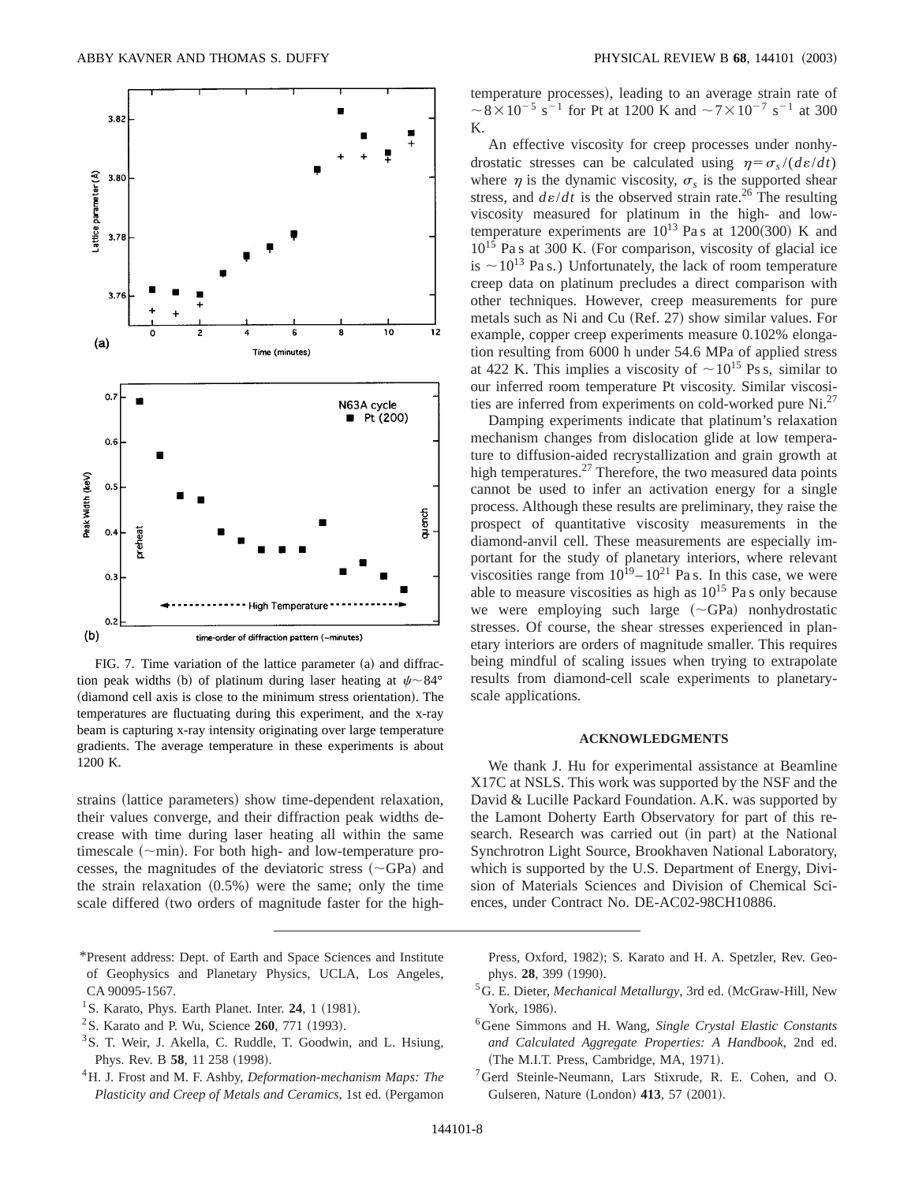FIG. 7. Time variation of the lattice parameter (a) and diffraction peak widths (b) of platinum during laser heating at $\psi \sim 84°$ (diamond cell axis is close to the minimum stress orientation). The temperatures are fluctuating during this experiment, and the x-ray beam is capturing x-ray intensity originating over large temperature gradients. The average temperature in these experiments is about 1200 K.

strains (lattice parameters) show time-dependent relaxation, their values converge, and their diffraction peak widths decrease with time during laser heating all within the same timescale (~min). For both high- and low-temperature processes, the magnitudes of the deviatoric stress (~GPa) and the strain relaxation (0.5%) were the same; only the time scale differed (two orders of magnitude faster for the high-temperature processes), leading to an average strain rate of $\sim 8 \times 10^{-5}$ s$^{-1}$ for Pt at 1200 K and $\sim 7 \times 10^{-7}$ s$^{-1}$ at 300 K.

An effective viscosity for creep processes under nonhydrostatic stresses can be calculated using $\eta = \sigma_s/(d\varepsilon/dt)$ where $\eta$ is the dynamic viscosity, $\sigma_s$ is the supported shear stress, and $d\varepsilon/dt$ is the observed strain rate.[26] The resulting viscosity measured for platinum in the high- and low-temperature experiments are $10^{13}$ Pa s at 1200(300) K and $10^{15}$ Pa s at 300 K. (For comparison, viscosity of glacial ice is $\sim 10^{13}$ Pa s.) Unfortunately, the lack of room temperature creep data on platinum precludes a direct comparison with other techniques. However, creep measurements for pure metals such as Ni and Cu (Ref. 27) show similar values. For example, copper creep experiments measure 0.102% elongation resulting from 6000 h under 54.6 MPa of applied stress at 422 K. This implies a viscosity of $\sim 10^{15}$ Ps s, similar to our inferred room temperature Pt viscosity. Similar viscosities are inferred from experiments on cold-worked pure Ni.[27]

Damping experiments indicate that platinum's relaxation mechanism changes from dislocation glide at low temperature to diffusion-aided recrystallization and grain growth at high temperatures.[27] Therefore, the two measured data points cannot be used to infer an activation energy for a single process. Although these results are preliminary, they raise the prospect of quantitative viscosity measurements in the diamond-anvil cell. These measurements are especially important for the study of planetary interiors, where relevant viscosities range from $10^{19}$–$10^{21}$ Pa s. In this case, we were able to measure viscosities as high as $10^{15}$ Pa s only because we were employing such large (~GPa) nonhydrostatic stresses. Of course, the shear stresses experienced in planetary interiors are orders of magnitude smaller. This requires being mindful of scaling issues when trying to extrapolate results from diamond-cell scale experiments to planetary-scale applications.

## ACKNOWLEDGMENTS

We thank J. Hu for experimental assistance at Beamline X17C at NSLS. This work was supported by the NSF and the David & Lucille Packard Foundation. A.K. was supported by the Lamont Doherty Earth Observatory for part of this research. Research was carried out (in part) at the National Synchrotron Light Source, Brookhaven National Laboratory, which is supported by the U.S. Department of Energy, Division of Materials Sciences and Division of Chemical Sciences, under Contract No. DE-AC02-98CH10886.

---

*Present address: Dept. of Earth and Space Sciences and Institute of Geophysics and Planetary Physics, UCLA, Los Angeles, CA 90095-1567.

[1] S. Karato, Phys. Earth Planet. Inter. **24**, 1 (1981).

[2] S. Karato and P. Wu, Science **260**, 771 (1993).

[3] S. T. Weir, J. Akella, C. Ruddle, T. Goodwin, and L. Hsiung, Phys. Rev. B **58**, 11 258 (1998).

[4] H. J. Frost and M. F. Ashby, *Deformation-mechanism Maps: The Plasticity and Creep of Metals and Ceramics*, 1st ed. (Pergamon Press, Oxford, 1982); S. Karato and H. A. Spetzler, Rev. Geophys. **28**, 399 (1990).

[5] G. E. Dieter, *Mechanical Metallurgy*, 3rd ed. (McGraw-Hill, New York, 1986).

[6] Gene Simmons and H. Wang, *Single Crystal Elastic Constants and Calculated Aggregate Properties: A Handbook*, 2nd ed. (The M.I.T. Press, Cambridge, MA, 1971).

[7] Gerd Steinle-Neumann, Lars Stixrude, R. E. Cohen, and O. Gulseren, Nature (London) **413**, 57 (2001).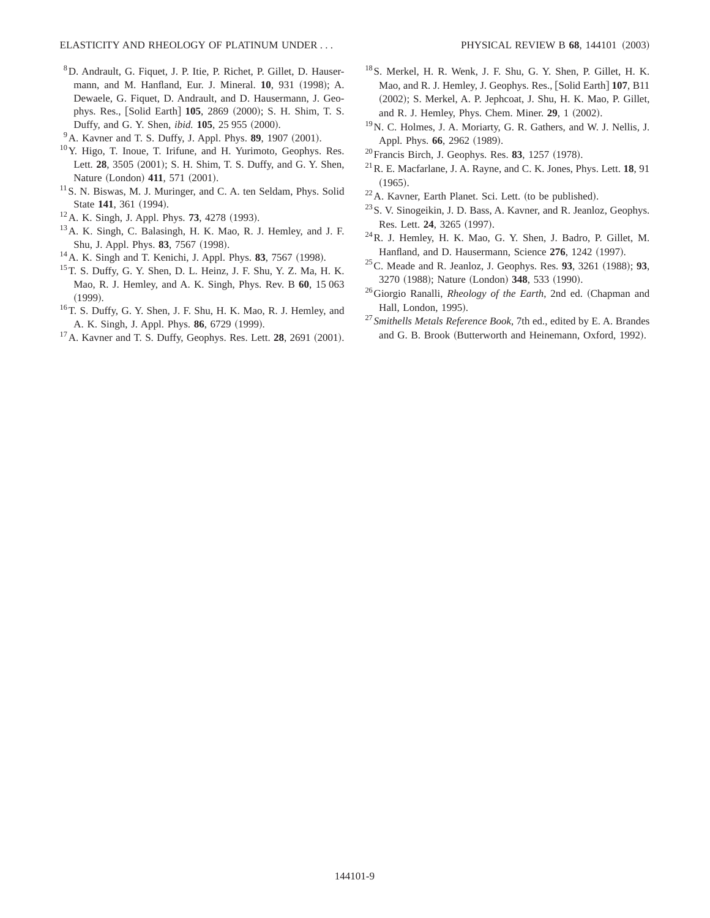[8] D. Andrault, G. Fiquet, J. P. Itie, P. Richet, P. Gillet, D. Hausermann, and M. Hanfland, Eur. J. Mineral. **10**, 931 (1998); A. Dewaele, G. Fiquet, D. Andrault, and D. Hausermann, J. Geophys. Res., [Solid Earth] **105**, 2869 (2000); S. H. Shim, T. S. Duffy, and G. Y. Shen, *ibid.* **105**, 25 955 (2000).

[9] A. Kavner and T. S. Duffy, J. Appl. Phys. **89**, 1907 (2001).

[10] Y. Higo, T. Inoue, T. Irifune, and H. Yurimoto, Geophys. Res. Lett. **28**, 3505 (2001); S. H. Shim, T. S. Duffy, and G. Y. Shen, Nature (London) **411**, 571 (2001).

[11] S. N. Biswas, M. J. Muringer, and C. A. ten Seldam, Phys. Solid State **141**, 361 (1994).

[12] A. K. Singh, J. Appl. Phys. **73**, 4278 (1993).

[13] A. K. Singh, C. Balasingh, H. K. Mao, R. J. Hemley, and J. F. Shu, J. Appl. Phys. **83**, 7567 (1998).

[14] A. K. Singh and T. Kenichi, J. Appl. Phys. **83**, 7567 (1998).

[15] T. S. Duffy, G. Y. Shen, D. L. Heinz, J. F. Shu, Y. Z. Ma, H. K. Mao, R. J. Hemley, and A. K. Singh, Phys. Rev. B **60**, 15 063 (1999).

[16] T. S. Duffy, G. Y. Shen, J. F. Shu, H. K. Mao, R. J. Hemley, and A. K. Singh, J. Appl. Phys. **86**, 6729 (1999).

[17] A. Kavner and T. S. Duffy, Geophys. Res. Lett. **28**, 2691 (2001).

[18] S. Merkel, H. R. Wenk, J. F. Shu, G. Y. Shen, P. Gillet, H. K. Mao, and R. J. Hemley, J. Geophys. Res., [Solid Earth] **107**, B11 (2002); S. Merkel, A. P. Jephcoat, J. Shu, H. K. Mao, P. Gillet, and R. J. Hemley, Phys. Chem. Miner. **29**, 1 (2002).

[19] N. C. Holmes, J. A. Moriarty, G. R. Gathers, and W. J. Nellis, J. Appl. Phys. **66**, 2962 (1989).

[20] Francis Birch, J. Geophys. Res. **83**, 1257 (1978).

[21] R. E. Macfarlane, J. A. Rayne, and C. K. Jones, Phys. Lett. **18**, 91 (1965).

[22] A. Kavner, Earth Planet. Sci. Lett. (to be published).

[23] S. V. Sinogeikin, J. D. Bass, A. Kavner, and R. Jeanloz, Geophys. Res. Lett. **24**, 3265 (1997).

[24] R. J. Hemley, H. K. Mao, G. Y. Shen, J. Badro, P. Gillet, M. Hanfland, and D. Hausermann, Science **276**, 1242 (1997).

[25] C. Meade and R. Jeanloz, J. Geophys. Res. **93**, 3261 (1988); **93**, 3270 (1988); Nature (London) **348**, 533 (1990).

[26] Giorgio Ranalli, *Rheology of the Earth*, 2nd ed. (Chapman and Hall, London, 1995).

[27] *Smithells Metals Reference Book*, 7th ed., edited by E. A. Brandes and G. B. Brook (Butterworth and Heinemann, Oxford, 1992).